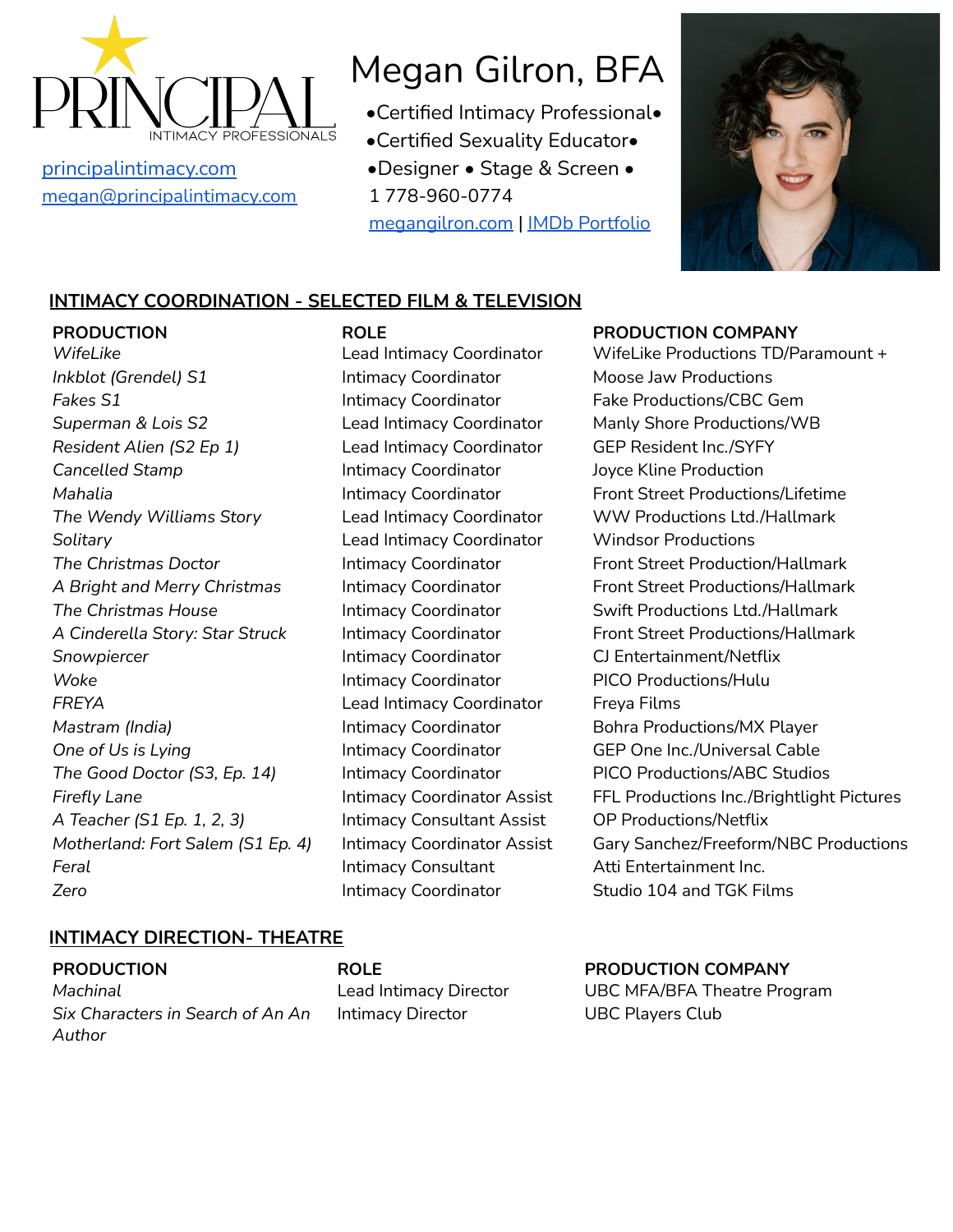PRINCIPAL
INTIMACY PROFESSIONALS

principalintimacy.com
megan@principalintimacy.com

# Megan Gilron, BFA

•Certified Intimacy Professional•
•Certified Sexuality Educator•
•Designer • Stage & Screen •
1 778-960-0774
megangilron.com | IMDb Portfolio

## INTIMACY COORDINATION - SELECTED FILM & TELEVISION

| PRODUCTION | ROLE | PRODUCTION COMPANY |
| --- | --- | --- |
| *WifeLike* | Lead Intimacy Coordinator | WifeLike Productions TD/Paramount + |
| *Inkblot (Grendel) S1* | Intimacy Coordinator | Moose Jaw Productions |
| *Fakes S1* | Intimacy Coordinator | Fake Productions/CBC Gem |
| *Superman & Lois S2* | Lead Intimacy Coordinator | Manly Shore Productions/WB |
| *Resident Alien (S2 Ep 1)* | Lead Intimacy Coordinator | GEP Resident Inc./SYFY |
| *Cancelled Stamp* | Intimacy Coordinator | Joyce Kline Production |
| *Mahalia* | Intimacy Coordinator | Front Street Productions/Lifetime |
| *The Wendy Williams Story* | Lead Intimacy Coordinator | WW Productions Ltd./Hallmark |
| *Solitary* | Lead Intimacy Coordinator | Windsor Productions |
| *The Christmas Doctor* | Intimacy Coordinator | Front Street Production/Hallmark |
| *A Bright and Merry Christmas* | Intimacy Coordinator | Front Street Productions/Hallmark |
| *The Christmas House* | Intimacy Coordinator | Swift Productions Ltd./Hallmark |
| *A Cinderella Story: Star Struck* | Intimacy Coordinator | Front Street Productions/Hallmark |
| *Snowpiercer* | Intimacy Coordinator | CJ Entertainment/Netflix |
| *Woke* | Intimacy Coordinator | PICO Productions/Hulu |
| *FREYA* | Lead Intimacy Coordinator | Freya Films |
| *Mastram (India)* | Intimacy Coordinator | Bohra Productions/MX Player |
| *One of Us is Lying* | Intimacy Coordinator | GEP One Inc./Universal Cable |
| *The Good Doctor (S3, Ep. 14)* | Intimacy Coordinator | PICO Productions/ABC Studios |
| *Firefly Lane* | Intimacy Coordinator Assist | FFL Productions Inc./Brightlight Pictures |
| *A Teacher (S1 Ep. 1, 2, 3)* | Intimacy Consultant Assist | OP Productions/Netflix |
| *Motherland: Fort Salem (S1 Ep. 4)* | Intimacy Coordinator Assist | Gary Sanchez/Freeform/NBC Productions |
| *Feral* | Intimacy Consultant | Atti Entertainment Inc. |
| *Zero* | Intimacy Coordinator | Studio 104 and TGK Films |

## INTIMACY DIRECTION- THEATRE

| PRODUCTION | ROLE | PRODUCTION COMPANY |
| --- | --- | --- |
| *Machinal* | Lead Intimacy Director | UBC MFA/BFA Theatre Program |
| *Six Characters in Search of An An Author* | Intimacy Director | UBC Players Club |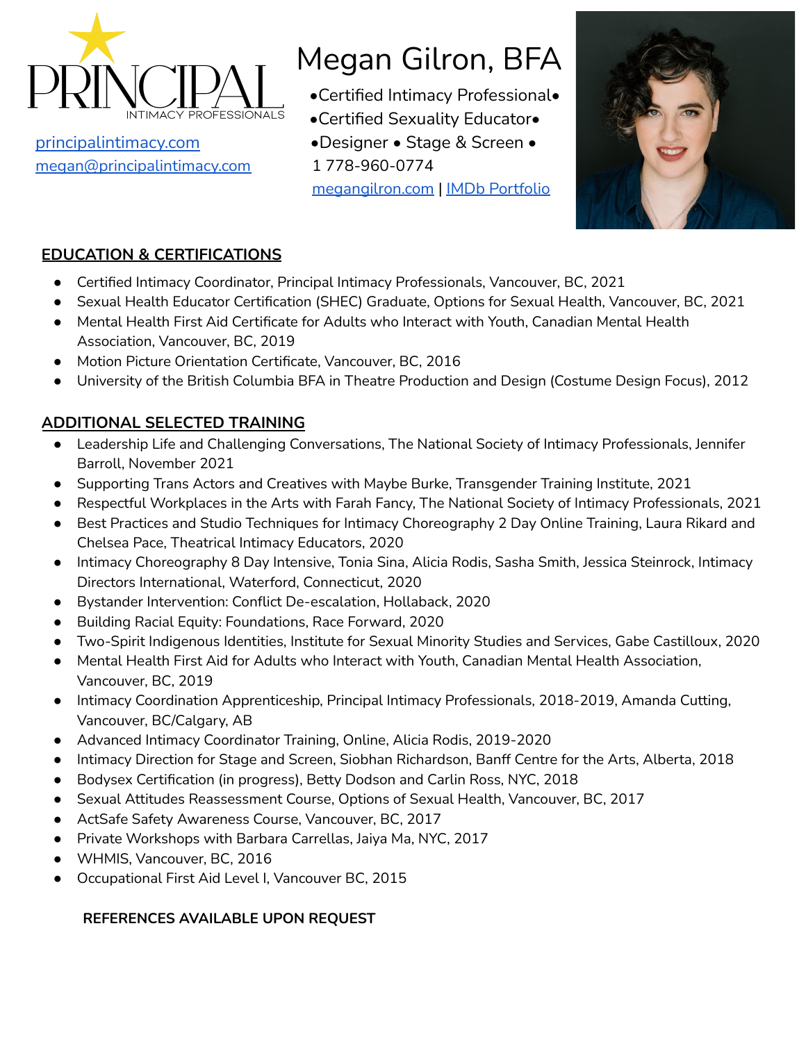PRINCIPAL
INTIMACY PROFESSIONALS

[principalintimacy.com](principalintimacy.com)
[megan@principalintimacy.com](mailto:megan@principalintimacy.com)

# Megan Gilron, BFA

•Certified Intimacy Professional•
•Certified Sexuality Educator•
•Designer • Stage & Screen •
1 778-960-0774
[megangilron.com](megangilron.com) | [IMDb Portfolio]()

## EDUCATION & CERTIFICATIONS

- Certified Intimacy Coordinator, Principal Intimacy Professionals, Vancouver, BC, 2021
- Sexual Health Educator Certification (SHEC) Graduate, Options for Sexual Health, Vancouver, BC, 2021
- Mental Health First Aid Certificate for Adults who Interact with Youth, Canadian Mental Health Association, Vancouver, BC, 2019
- Motion Picture Orientation Certificate, Vancouver, BC, 2016
- University of the British Columbia BFA in Theatre Production and Design (Costume Design Focus), 2012

## ADDITIONAL SELECTED TRAINING

- Leadership Life and Challenging Conversations, The National Society of Intimacy Professionals, Jennifer Barroll, November 2021
- Supporting Trans Actors and Creatives with Maybe Burke, Transgender Training Institute, 2021
- Respectful Workplaces in the Arts with Farah Fancy, The National Society of Intimacy Professionals, 2021
- Best Practices and Studio Techniques for Intimacy Choreography 2 Day Online Training, Laura Rikard and Chelsea Pace, Theatrical Intimacy Educators, 2020
- Intimacy Choreography 8 Day Intensive, Tonia Sina, Alicia Rodis, Sasha Smith, Jessica Steinrock, Intimacy Directors International, Waterford, Connecticut, 2020
- Bystander Intervention: Conflict De-escalation, Hollaback, 2020
- Building Racial Equity: Foundations, Race Forward, 2020
- Two-Spirit Indigenous Identities, Institute for Sexual Minority Studies and Services, Gabe Castilloux, 2020
- Mental Health First Aid for Adults who Interact with Youth, Canadian Mental Health Association, Vancouver, BC, 2019
- Intimacy Coordination Apprenticeship, Principal Intimacy Professionals, 2018-2019, Amanda Cutting, Vancouver, BC/Calgary, AB
- Advanced Intimacy Coordinator Training, Online, Alicia Rodis, 2019-2020
- Intimacy Direction for Stage and Screen, Siobhan Richardson, Banff Centre for the Arts, Alberta, 2018
- Bodysex Certification (in progress), Betty Dodson and Carlin Ross, NYC, 2018
- Sexual Attitudes Reassessment Course, Options of Sexual Health, Vancouver, BC, 2017
- ActSafe Safety Awareness Course, Vancouver, BC, 2017
- Private Workshops with Barbara Carrellas, Jaiya Ma, NYC, 2017
- WHMIS, Vancouver, BC, 2016
- Occupational First Aid Level I, Vancouver BC, 2015

**REFERENCES AVAILABLE UPON REQUEST**